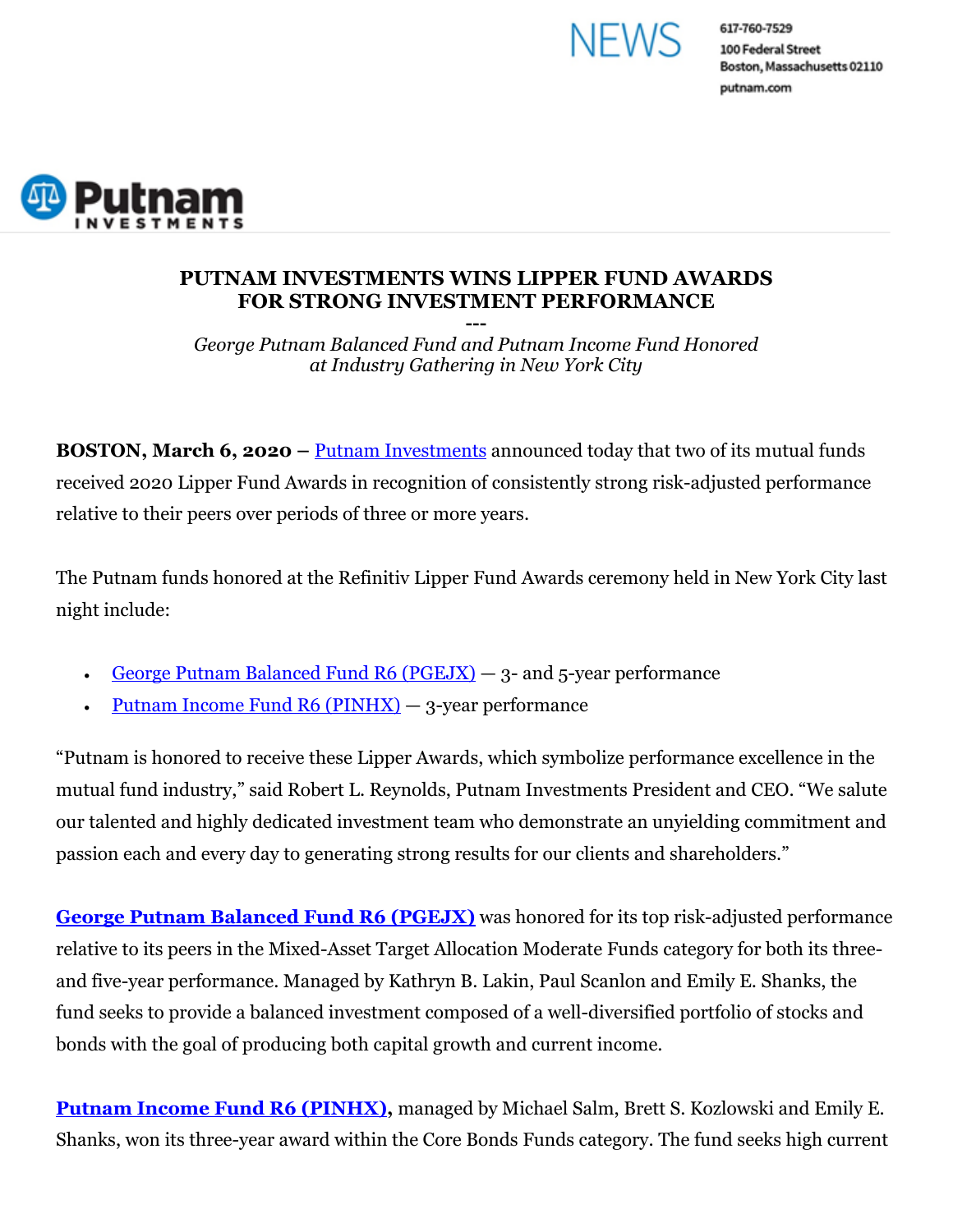NEWS

617-760-7529
100 Federal Street
Boston, Massachusetts 02110
putnam.com

Putnam INVESTMENTS

# PUTNAM INVESTMENTS WINS LIPPER FUND AWARDS FOR STRONG INVESTMENT PERFORMANCE

---

*George Putnam Balanced Fund and Putnam Income Fund Honored at Industry Gathering in New York City*

**BOSTON, March 6, 2020 –** Putnam Investments announced today that two of its mutual funds received 2020 Lipper Fund Awards in recognition of consistently strong risk-adjusted performance relative to their peers over periods of three or more years.

The Putnam funds honored at the Refinitiv Lipper Fund Awards ceremony held in New York City last night include:

- George Putnam Balanced Fund R6 (PGEJX) — 3- and 5-year performance
- Putnam Income Fund R6 (PINHX) — 3-year performance

"Putnam is honored to receive these Lipper Awards, which symbolize performance excellence in the mutual fund industry," said Robert L. Reynolds, Putnam Investments President and CEO. "We salute our talented and highly dedicated investment team who demonstrate an unyielding commitment and passion each and every day to generating strong results for our clients and shareholders."

**George Putnam Balanced Fund R6 (PGEJX)** was honored for its top risk-adjusted performance relative to its peers in the Mixed-Asset Target Allocation Moderate Funds category for both its three- and five-year performance. Managed by Kathryn B. Lakin, Paul Scanlon and Emily E. Shanks, the fund seeks to provide a balanced investment composed of a well-diversified portfolio of stocks and bonds with the goal of producing both capital growth and current income.

**Putnam Income Fund R6 (PINHX),** managed by Michael Salm, Brett S. Kozlowski and Emily E. Shanks, won its three-year award within the Core Bonds Funds category. The fund seeks high current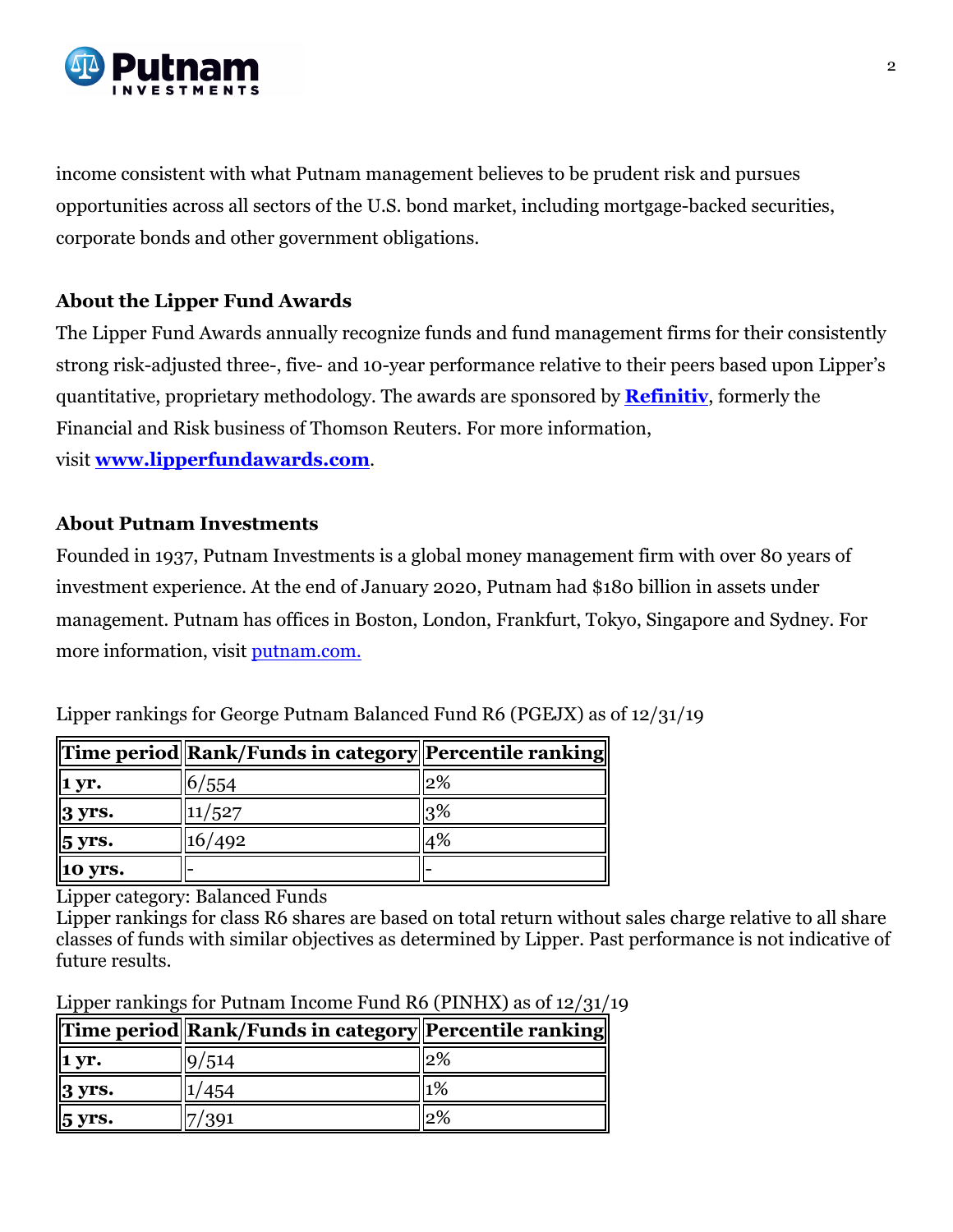income consistent with what Putnam management believes to be prudent risk and pursues opportunities across all sectors of the U.S. bond market, including mortgage-backed securities, corporate bonds and other government obligations.

**About the Lipper Fund Awards**

The Lipper Fund Awards annually recognize funds and fund management firms for their consistently strong risk-adjusted three-, five- and 10-year performance relative to their peers based upon Lipper's quantitative, proprietary methodology. The awards are sponsored by **Refinitiv**, formerly the Financial and Risk business of Thomson Reuters. For more information, visit **www.lipperfundawards.com**.

**About Putnam Investments**

Founded in 1937, Putnam Investments is a global money management firm with over 80 years of investment experience. At the end of January 2020, Putnam had $180 billion in assets under management. Putnam has offices in Boston, London, Frankfurt, Tokyo, Singapore and Sydney. For more information, visit putnam.com.

Lipper rankings for George Putnam Balanced Fund R6 (PGEJX) as of 12/31/19

| Time period | Rank/Funds in category | Percentile ranking |
|---|---|---|
| **1 yr.** | 6/554 | 2% |
| **3 yrs.** | 11/527 | 3% |
| **5 yrs.** | 16/492 | 4% |
| **10 yrs.** | - | - |

Lipper category: Balanced Funds
Lipper rankings for class R6 shares are based on total return without sales charge relative to all share classes of funds with similar objectives as determined by Lipper. Past performance is not indicative of future results.

Lipper rankings for Putnam Income Fund R6 (PINHX) as of 12/31/19

| Time period | Rank/Funds in category | Percentile ranking |
|---|---|---|
| **1 yr.** | 9/514 | 2% |
| **3 yrs.** | 1/454 | 1% |
| **5 yrs.** | 7/391 | 2% |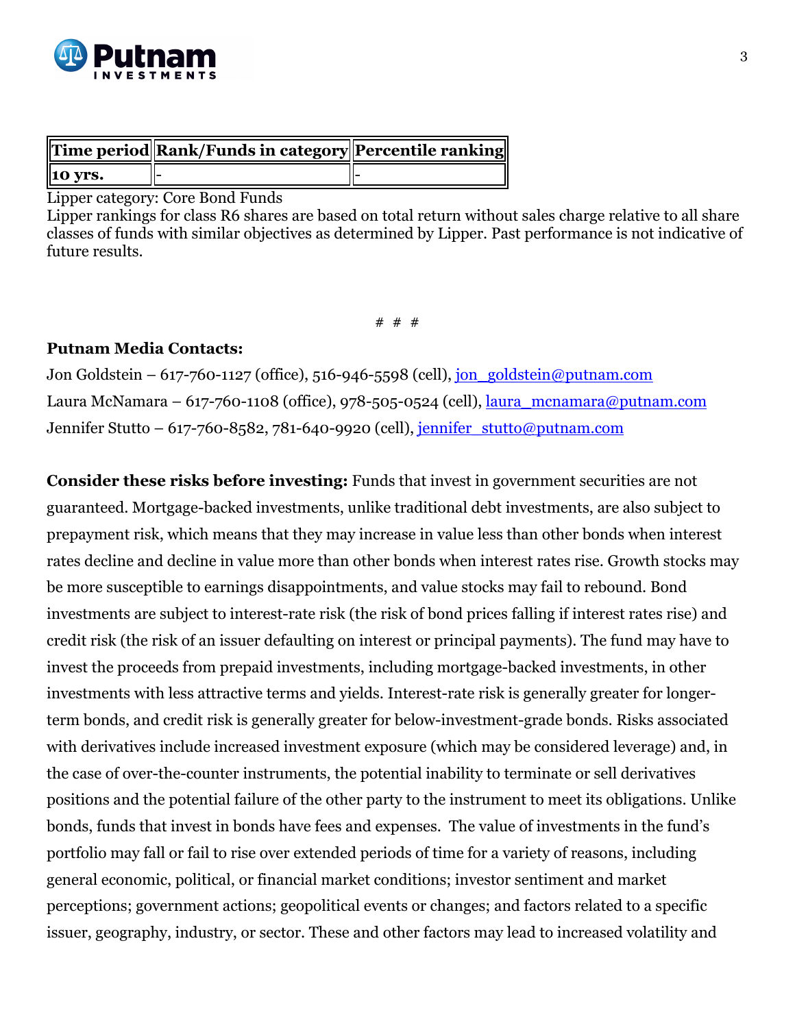| Time period | Rank/Funds in category | Percentile ranking |
|---|---|---|
| 10 yrs. | - | - |

Lipper category: Core Bond Funds
Lipper rankings for class R6 shares are based on total return without sales charge relative to all share classes of funds with similar objectives as determined by Lipper. Past performance is not indicative of future results.

# # #

**Putnam Media Contacts:**

Jon Goldstein – 617-760-1127 (office), 516-946-5598 (cell), jon_goldstein@putnam.com

Laura McNamara – 617-760-1108 (office), 978-505-0524 (cell), laura_mcnamara@putnam.com

Jennifer Stutto – 617-760-8582, 781-640-9920 (cell), jennifer_stutto@putnam.com

**Consider these risks before investing:** Funds that invest in government securities are not guaranteed. Mortgage-backed investments, unlike traditional debt investments, are also subject to prepayment risk, which means that they may increase in value less than other bonds when interest rates decline and decline in value more than other bonds when interest rates rise. Growth stocks may be more susceptible to earnings disappointments, and value stocks may fail to rebound. Bond investments are subject to interest-rate risk (the risk of bond prices falling if interest rates rise) and credit risk (the risk of an issuer defaulting on interest or principal payments). The fund may have to invest the proceeds from prepaid investments, including mortgage-backed investments, in other investments with less attractive terms and yields. Interest-rate risk is generally greater for longer-term bonds, and credit risk is generally greater for below-investment-grade bonds. Risks associated with derivatives include increased investment exposure (which may be considered leverage) and, in the case of over-the-counter instruments, the potential inability to terminate or sell derivatives positions and the potential failure of the other party to the instrument to meet its obligations. Unlike bonds, funds that invest in bonds have fees and expenses. The value of investments in the fund's portfolio may fall or fail to rise over extended periods of time for a variety of reasons, including general economic, political, or financial market conditions; investor sentiment and market perceptions; government actions; geopolitical events or changes; and factors related to a specific issuer, geography, industry, or sector. These and other factors may lead to increased volatility and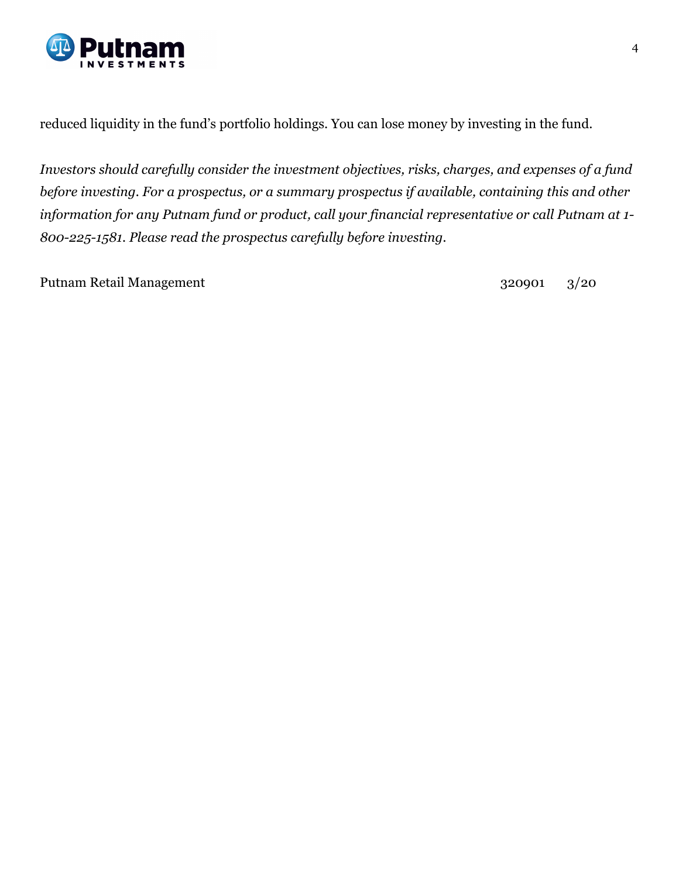reduced liquidity in the fund's portfolio holdings. You can lose money by investing in the fund.

*Investors should carefully consider the investment objectives, risks, charges, and expenses of a fund before investing. For a prospectus, or a summary prospectus if available, containing this and other information for any Putnam fund or product, call your financial representative or call Putnam at 1-800-225-1581. Please read the prospectus carefully before investing.*

Putnam Retail Management 320901 3/20